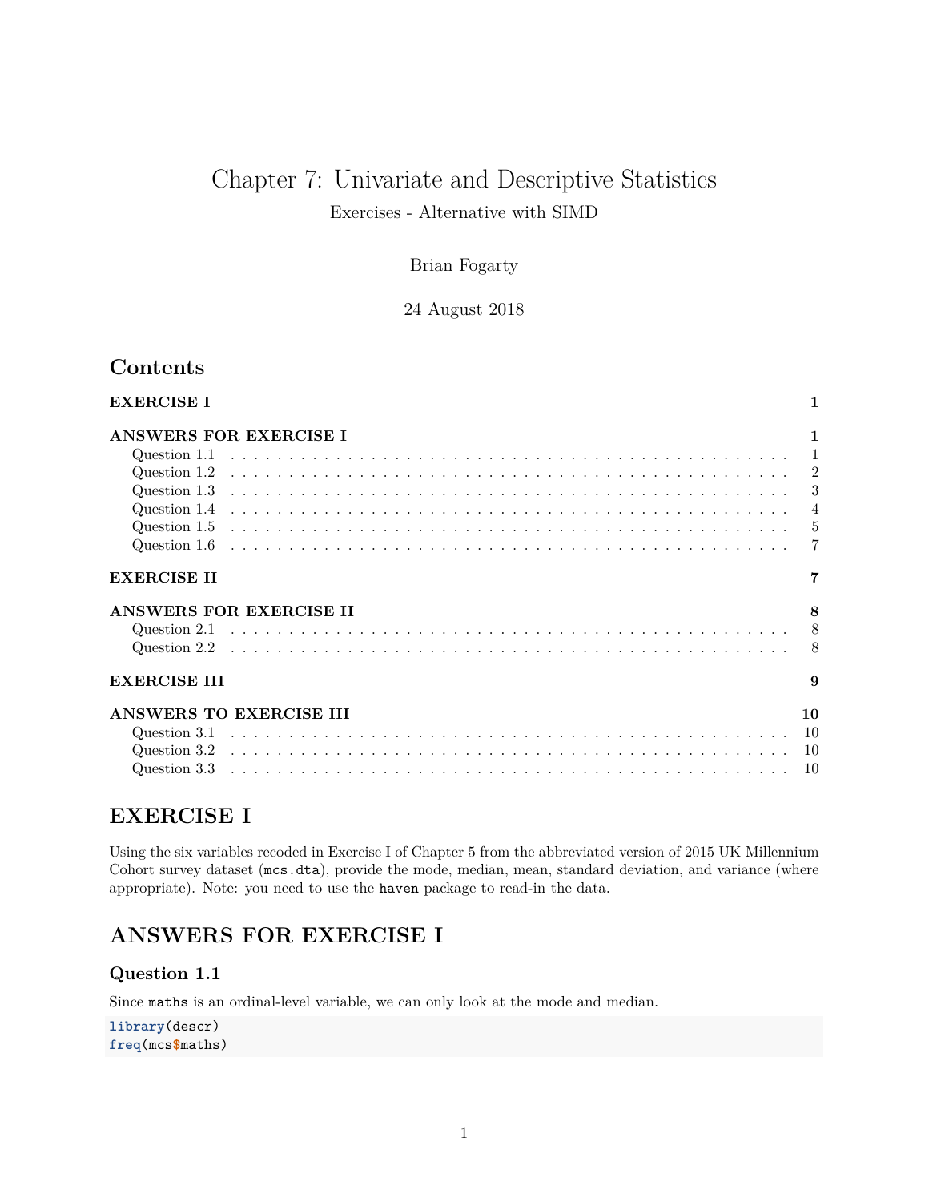# Chapter 7: Univariate and Descriptive Statistics

Exercises - Alternative with SIMD

Brian Fogarty

24 August 2018

## Contents

**EXERCISE I** 1

**ANSWERS FOR EXERCISE I** 1
- Question 1.1 1
- Question 1.2 2
- Question 1.3 3
- Question 1.4 4
- Question 1.5 5
- Question 1.6 7

**EXERCISE II** 7

**ANSWERS FOR EXERCISE II** 8
- Question 2.1 8
- Question 2.2 8

**EXERCISE III** 9

**ANSWERS TO EXERCISE III** 10
- Question 3.1 10
- Question 3.2 10
- Question 3.3 10

## EXERCISE I

Using the six variables recoded in Exercise I of Chapter 5 from the abbreviated version of 2015 UK Millennium Cohort survey dataset (`mcs.dta`), provide the mode, median, mean, standard deviation, and variance (where appropriate). Note: you need to use the `haven` package to read-in the data.

## ANSWERS FOR EXERCISE I

### Question 1.1

Since `maths` is an ordinal-level variable, we can only look at the mode and median.

```
library(descr)
freq(mcs$maths)
```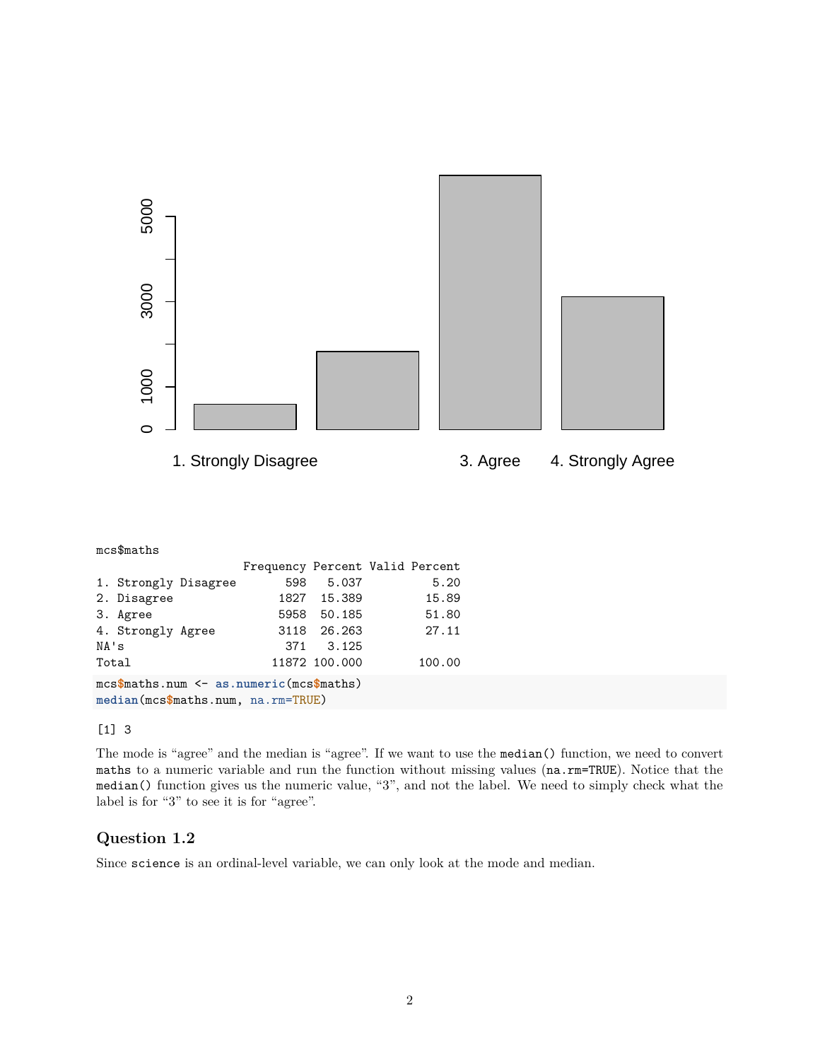```
mcs$maths
                     Frequency Percent Valid Percent
1. Strongly Disagree       598   5.037          5.20
2. Disagree               1827  15.389         15.89
3. Agree                  5958  50.185         51.80
4. Strongly Agree         3118  26.263         27.11
NA's                       371   3.125
Total                    11872 100.000        100.00
```

```
mcs$maths.num <- as.numeric(mcs$maths)
median(mcs$maths.num, na.rm=TRUE)
```

```
[1] 3
```

The mode is "agree" and the median is "agree". If we want to use the `median()` function, we need to convert `maths` to a numeric variable and run the function without missing values (`na.rm=TRUE`). Notice that the `median()` function gives us the numeric value, "3", and not the label. We need to simply check what the label is for "3" to see it is for "agree".

### Question 1.2

Since `science` is an ordinal-level variable, we can only look at the mode and median.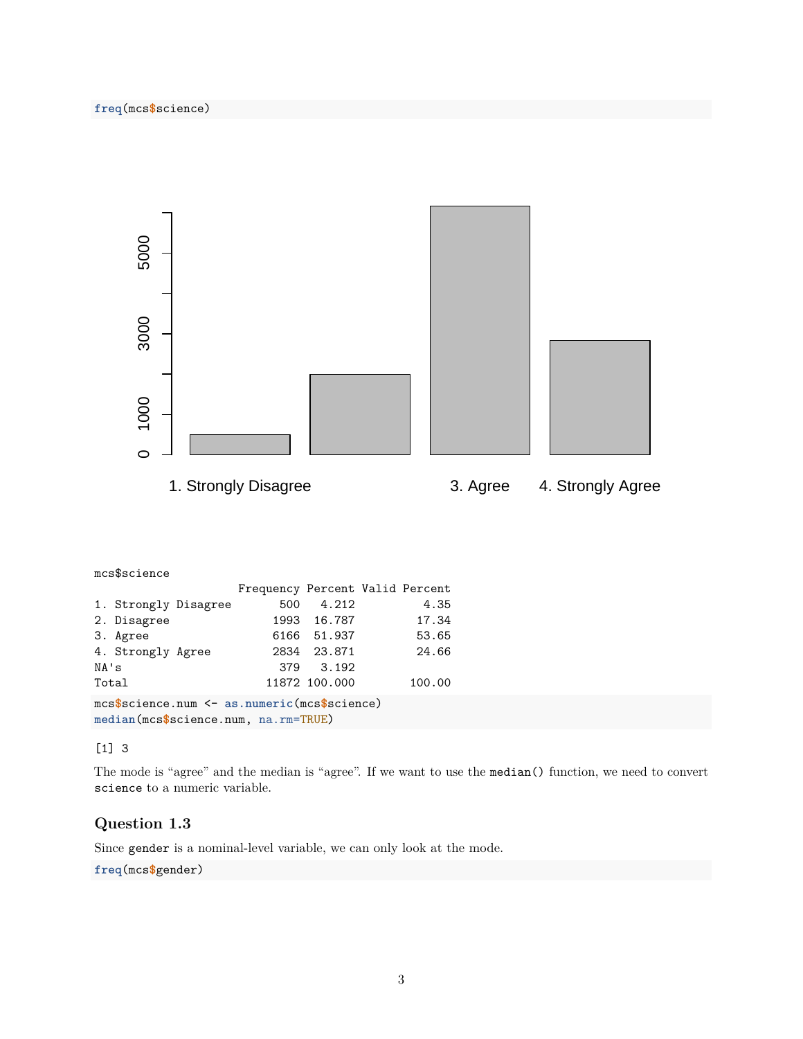```r
freq(mcs$science)
```

```
mcs$science
                     Frequency Percent Valid Percent
1. Strongly Disagree       500   4.212          4.35
2. Disagree               1993  16.787         17.34
3. Agree                  6166  51.937         53.65
4. Strongly Agree         2834  23.871         24.66
NA's                       379   3.192
Total                    11872 100.000        100.00
```

```r
mcs$science.num <- as.numeric(mcs$science)
median(mcs$science.num, na.rm=TRUE)
```

```
[1] 3
```

The mode is "agree" and the median is "agree". If we want to use the `median()` function, we need to convert `science` to a numeric variable.

### Question 1.3

Since `gender` is a nominal-level variable, we can only look at the mode.

```r
freq(mcs$gender)
```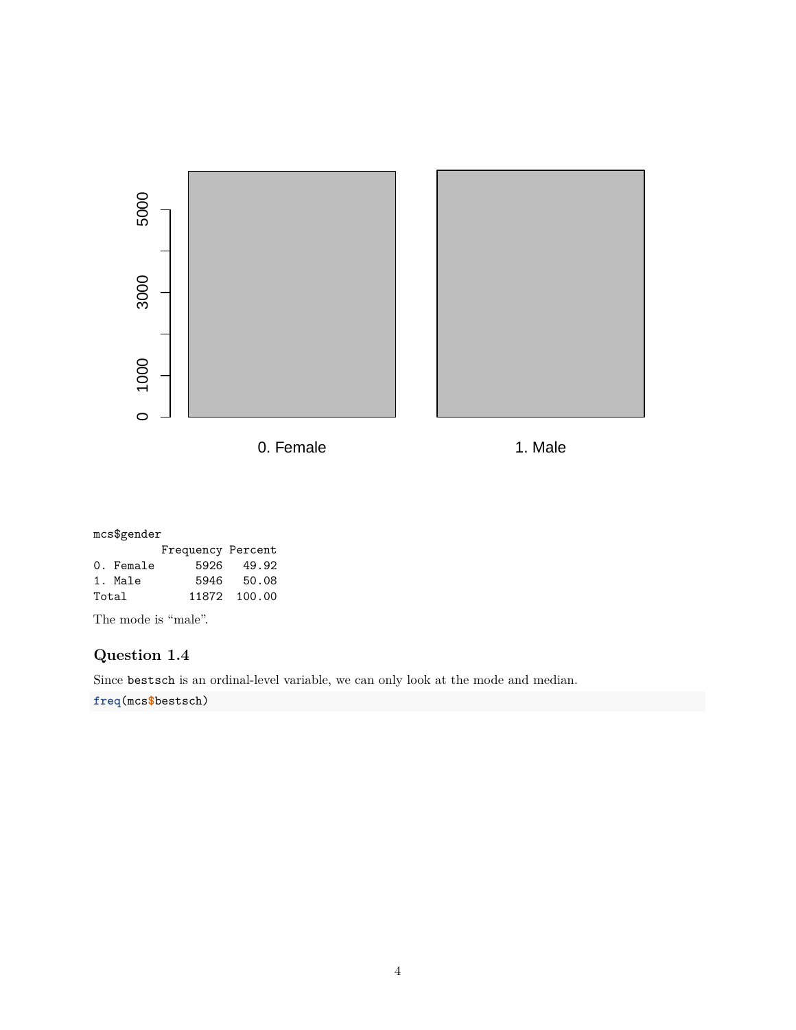```
mcs$gender
          Frequency Percent
0. Female      5926   49.92
1. Male        5946   50.08
Total         11872  100.00
```

The mode is “male”.

### Question 1.4

Since `bestsch` is an ordinal-level variable, we can only look at the mode and median.

```
freq(mcs$bestsch)
```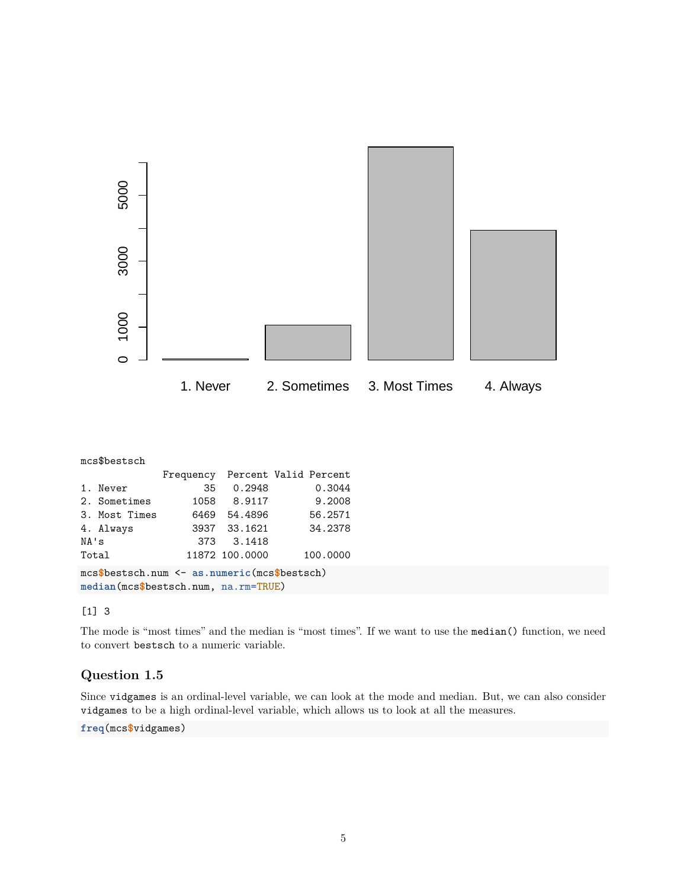```
mcs$bestsch
              Frequency  Percent Valid Percent
1. Never             35   0.2948        0.3044
2. Sometimes       1058   8.9117        9.2008
3. Most Times      6469  54.4896       56.2571
4. Always          3937  33.1621       34.2378
NA's                373   3.1418
Total             11872 100.0000      100.0000
```

```
mcs$bestsch.num <- as.numeric(mcs$bestsch)
median(mcs$bestsch.num, na.rm=TRUE)
```

```
[1] 3
```

The mode is "most times" and the median is "most times". If we want to use the `median()` function, we need to convert `bestsch` to a numeric variable.

### Question 1.5

Since `vidgames` is an ordinal-level variable, we can look at the mode and median. But, we can also consider `vidgames` to be a high ordinal-level variable, which allows us to look at all the measures.

```
freq(mcs$vidgames)
```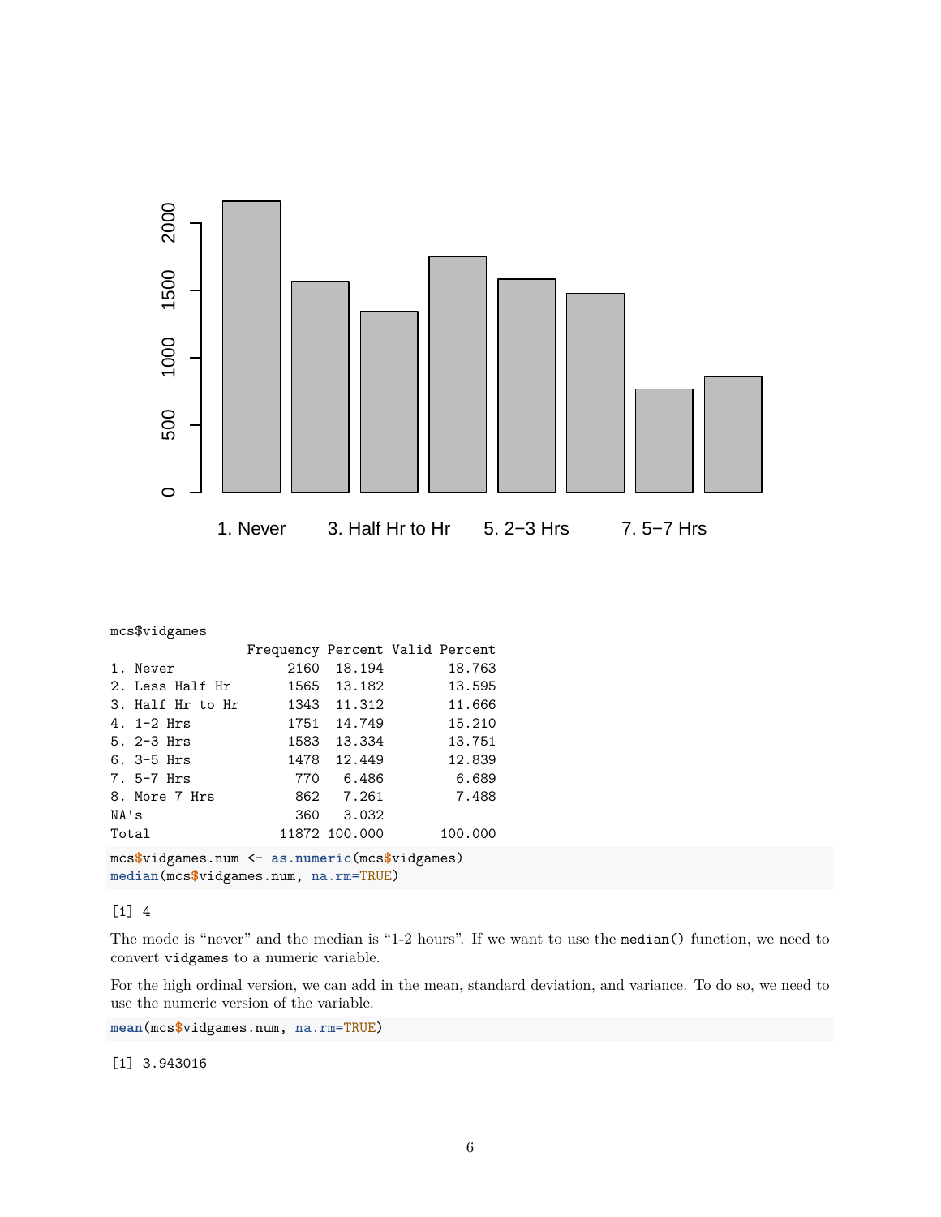```
mcs$vidgames
                 Frequency Percent Valid Percent
1. Never              2160  18.194        18.763
2. Less Half Hr       1565  13.182        13.595
3. Half Hr to Hr      1343  11.312        11.666
4. 1-2 Hrs            1751  14.749        15.210
5. 2-3 Hrs            1583  13.334        13.751
6. 3-5 Hrs            1478  12.449        12.839
7. 5-7 Hrs             770   6.486         6.689
8. More 7 Hrs          862   7.261         7.488
NA's                   360   3.032
Total                11872 100.000       100.000
```

```
mcs$vidgames.num <- as.numeric(mcs$vidgames)
median(mcs$vidgames.num, na.rm=TRUE)
```

```
[1] 4
```

The mode is "never" and the median is "1-2 hours". If we want to use the `median()` function, we need to convert `vidgames` to a numeric variable.

For the high ordinal version, we can add in the mean, standard deviation, and variance. To do so, we need to use the numeric version of the variable.

```
mean(mcs$vidgames.num, na.rm=TRUE)
```

```
[1] 3.943016
```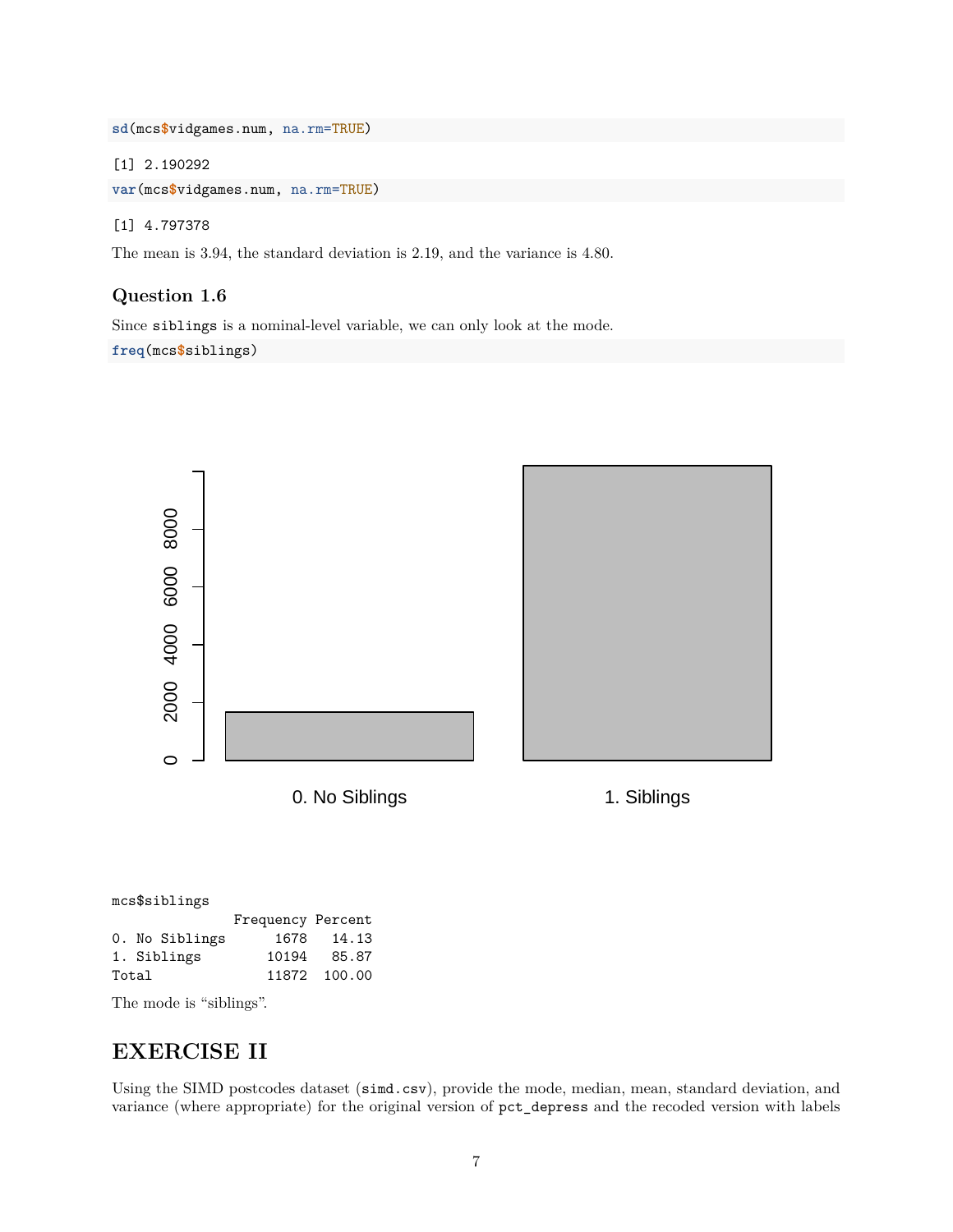```r
sd(mcs$vidgames.num, na.rm=TRUE)
```

```
[1] 2.190292
```

```r
var(mcs$vidgames.num, na.rm=TRUE)
```

```
[1] 4.797378
```

The mean is 3.94, the standard deviation is 2.19, and the variance is 4.80.

### Question 1.6

Since `siblings` is a nominal-level variable, we can only look at the mode.

```r
freq(mcs$siblings)
```

```
mcs$siblings
               Frequency Percent
0. No Siblings      1678   14.13
1. Siblings        10194   85.87
Total              11872  100.00
```

The mode is "siblings".

## EXERCISE II

Using the SIMD postcodes dataset (`simd.csv`), provide the mode, median, mean, standard deviation, and variance (where appropriate) for the original version of `pct_depress` and the recoded version with labels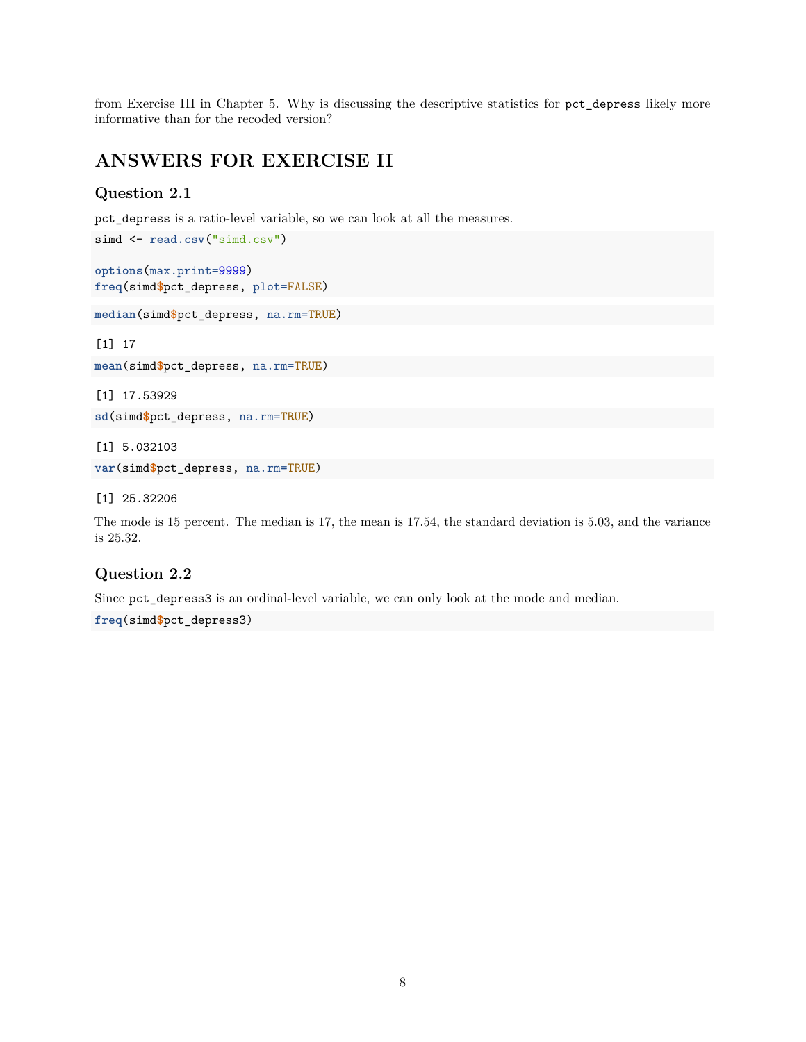from Exercise III in Chapter 5. Why is discussing the descriptive statistics for `pct_depress` likely more informative than for the recoded version?

## ANSWERS FOR EXERCISE II

### Question 2.1

`pct_depress` is a ratio-level variable, so we can look at all the measures.

```
simd <- read.csv("simd.csv")

options(max.print=9999)
freq(simd$pct_depress, plot=FALSE)
```

```
median(simd$pct_depress, na.rm=TRUE)
```

```
[1] 17
```

```
mean(simd$pct_depress, na.rm=TRUE)
```

```
[1] 17.53929
```

```
sd(simd$pct_depress, na.rm=TRUE)
```

```
[1] 5.032103
```

```
var(simd$pct_depress, na.rm=TRUE)
```

```
[1] 25.32206
```

The mode is 15 percent. The median is 17, the mean is 17.54, the standard deviation is 5.03, and the variance is 25.32.

### Question 2.2

Since `pct_depress3` is an ordinal-level variable, we can only look at the mode and median.

```
freq(simd$pct_depress3)
```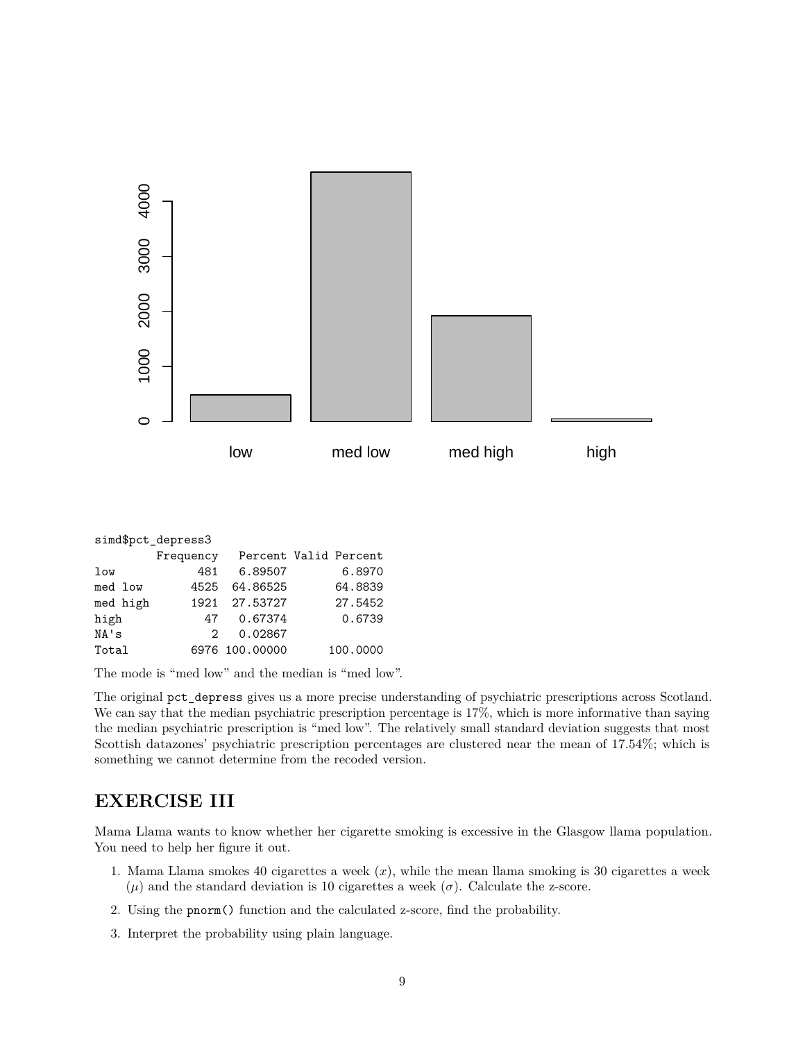```
simd$pct_depress3
         Frequency   Percent Valid Percent
low            481   6.89507        6.8970
med low       4525  64.86525       64.8839
med high      1921  27.53727       27.5452
high            47   0.67374        0.6739
NA's             2   0.02867
Total         6976 100.00000      100.0000
```

The mode is "med low" and the median is "med low".

The original `pct_depress` gives us a more precise understanding of psychiatric prescriptions across Scotland. We can say that the median psychiatric prescription percentage is 17%, which is more informative than saying the median psychiatric prescription is "med low". The relatively small standard deviation suggests that most Scottish datazones' psychiatric prescription percentages are clustered near the mean of 17.54%; which is something we cannot determine from the recoded version.

## EXERCISE III

Mama Llama wants to know whether her cigarette smoking is excessive in the Glasgow llama population. You need to help her figure it out.

1. Mama Llama smokes 40 cigarettes a week ($x$), while the mean llama smoking is 30 cigarettes a week ($\mu$) and the standard deviation is 10 cigarettes a week ($\sigma$). Calculate the z-score.
2. Using the `pnorm()` function and the calculated z-score, find the probability.
3. Interpret the probability using plain language.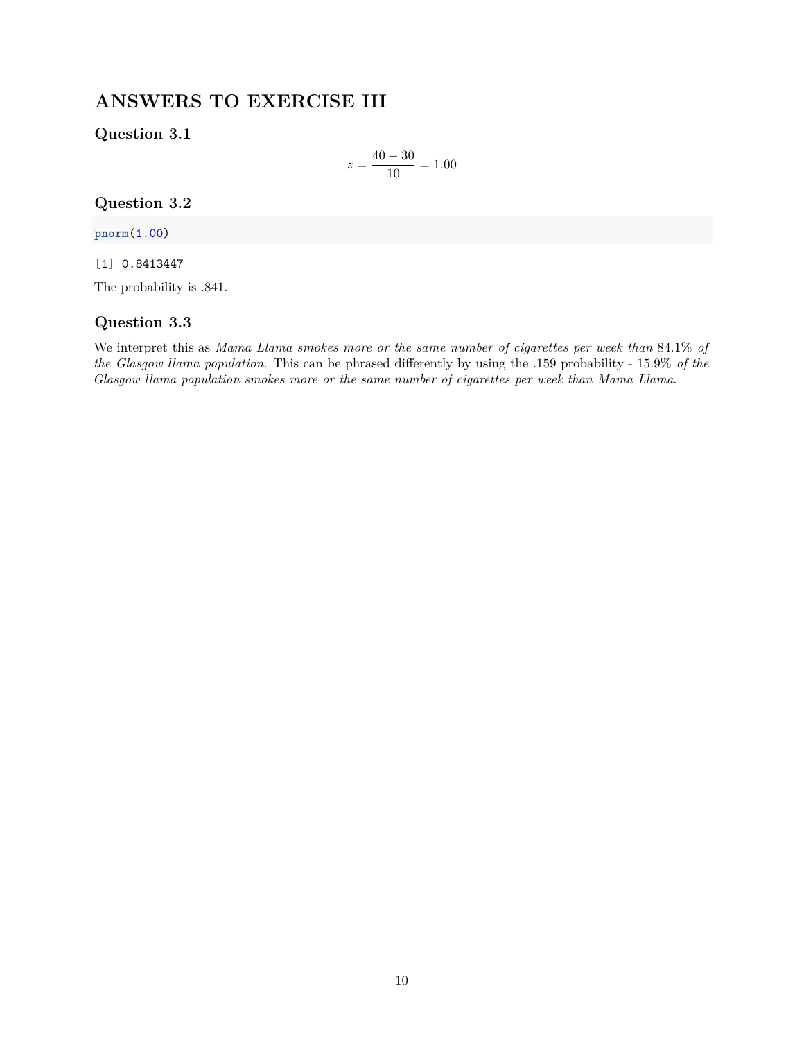## ANSWERS TO EXERCISE III

### Question 3.1

$$z = \frac{40 - 30}{10} = 1.00$$

### Question 3.2

```
pnorm(1.00)
```

```
[1] 0.8413447
```

The probability is .841.

### Question 3.3

We interpret this as *Mama Llama smokes more or the same number of cigarettes per week than* 84.1% *of the Glasgow llama population*. This can be phrased differently by using the .159 probability - 15.9% *of the Glasgow llama population smokes more or the same number of cigarettes per week than Mama Llama*.